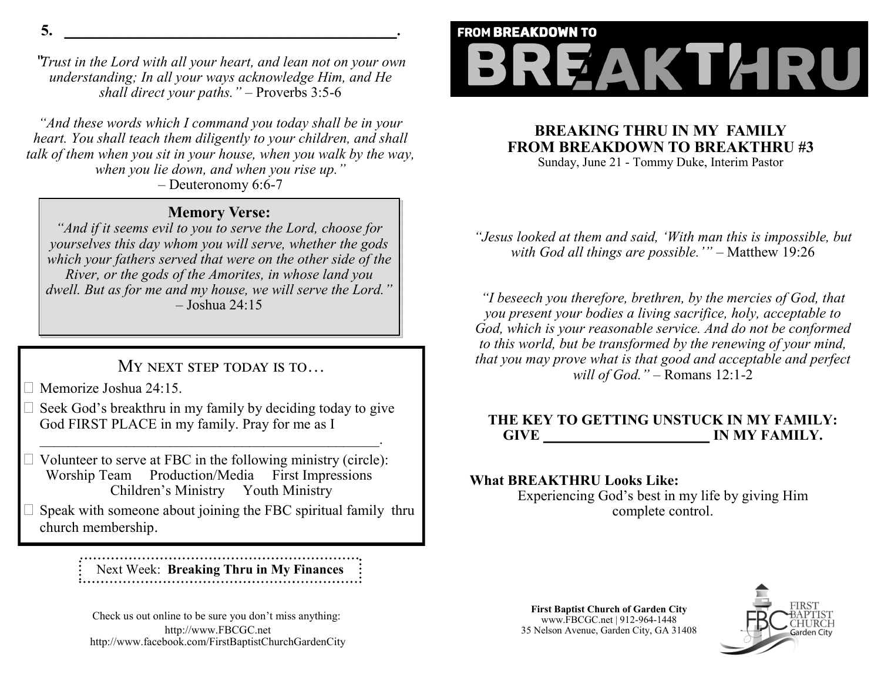5. ________________________________________.

*"Trust in the Lord with all your heart, and lean not on your own understanding; In all your ways acknowledge Him, and He shall direct your paths."* – Proverbs 3:5-6

*"And these words which I command you today shall be in your heart. You shall teach them diligently to your children, and shall talk of them when you sit in your house, when you walk by the way, when you lie down, and when you rise up."*
– Deuteronomy 6:6-7

**Memory Verse:**
*"And if it seems evil to you to serve the Lord, choose for yourselves this day whom you will serve, whether the gods which your fathers served that were on the other side of the River, or the gods of the Amorites, in whose land you dwell. But as for me and my house, we will serve the Lord."*
– Joshua 24:15

## My next step today is to…

- ☐ Memorize Joshua 24:15.
- ☐ Seek God's breakthru in my family by deciding today to give God FIRST PLACE in my family. Pray for me as I ________________________________________.
- ☐ Volunteer to serve at FBC in the following ministry (circle):
  Worship Team Production/Media First Impressions
  Children's Ministry Youth Ministry
- ☐ Speak with someone about joining the FBC spiritual family thru church membership.

Next Week: **Breaking Thru in My Finances**

Check us out online to be sure you don't miss anything:
http://www.FBCGC.net
http://www.facebook.com/FirstBaptistChurchGardenCity

# FROM BREAKDOWN TO BREAKTHRU

## BREAKING THRU IN MY FAMILY
## FROM BREAKDOWN TO BREAKTHRU #3

Sunday, June 21 - Tommy Duke, Interim Pastor

*"Jesus looked at them and said, 'With man this is impossible, but with God all things are possible.'"* – Matthew 19:26

*"I beseech you therefore, brethren, by the mercies of God, that you present your bodies a living sacrifice, holy, acceptable to God, which is your reasonable service. And do not be conformed to this world, but be transformed by the renewing of your mind, that you may prove what is that good and acceptable and perfect will of God."* – Romans 12:1-2

**THE KEY TO GETTING UNSTUCK IN MY FAMILY:**
**GIVE ______________________ IN MY FAMILY.**

**What BREAKTHRU Looks Like:**
Experiencing God's best in my life by giving Him complete control.

**First Baptist Church of Garden City**
www.FBCGC.net | 912-964-1448
35 Nelson Avenue, Garden City, GA 31408

FBC First Baptist Church Garden City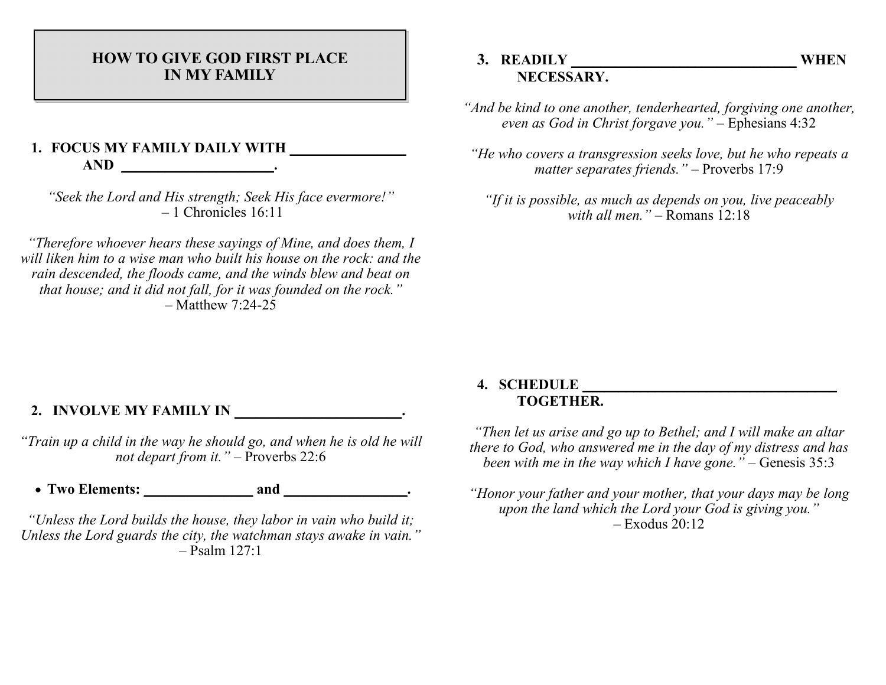# HOW TO GIVE GOD FIRST PLACE IN MY FAMILY

**1. FOCUS MY FAMILY DAILY WITH _______________ AND ____________________.**

*"Seek the Lord and His strength; Seek His face evermore!"* – 1 Chronicles 16:11

*"Therefore whoever hears these sayings of Mine, and does them, I will liken him to a wise man who built his house on the rock: and the rain descended, the floods came, and the winds blew and beat on that house; and it did not fall, for it was founded on the rock."* – Matthew 7:24-25

**2. INVOLVE MY FAMILY IN ______________________.**

*"Train up a child in the way he should go, and when he is old he will not depart from it."* – Proverbs 22:6

- **Two Elements: ______________ and ________________.**

*"Unless the Lord builds the house, they labor in vain who build it; Unless the Lord guards the city, the watchman stays awake in vain."* – Psalm 127:1

**3. READILY ______________________________ WHEN NECESSARY.**

*"And be kind to one another, tenderhearted, forgiving one another, even as God in Christ forgave you."* – Ephesians 4:32

*"He who covers a transgression seeks love, but he who repeats a matter separates friends."* – Proverbs 17:9

*"If it is possible, as much as depends on you, live peaceably with all men."* – Romans 12:18

**4. SCHEDULE __________________________________ TOGETHER.**

*"Then let us arise and go up to Bethel; and I will make an altar there to God, who answered me in the day of my distress and has been with me in the way which I have gone."* – Genesis 35:3

*"Honor your father and your mother, that your days may be long upon the land which the Lord your God is giving you."* – Exodus 20:12